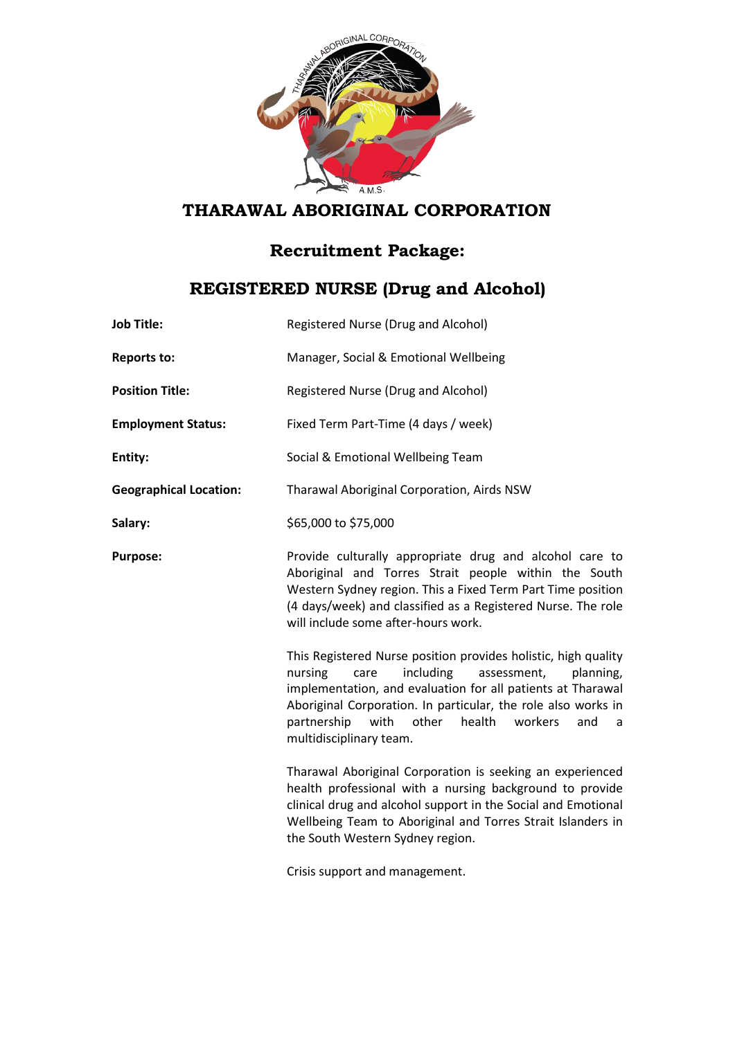# THARAWAL ABORIGINAL CORPORATION

## Recruitment Package:

## REGISTERED NURSE (Drug and Alcohol)

| | |
|---|---|
| **Job Title:** | Registered Nurse (Drug and Alcohol) |
| **Reports to:** | Manager, Social & Emotional Wellbeing |
| **Position Title:** | Registered Nurse (Drug and Alcohol) |
| **Employment Status:** | Fixed Term Part-Time (4 days / week) |
| **Entity:** | Social & Emotional Wellbeing Team |
| **Geographical Location:** | Tharawal Aboriginal Corporation, Airds NSW |
| **Salary:** | $65,000 to $75,000 |
| **Purpose:** | Provide culturally appropriate drug and alcohol care to Aboriginal and Torres Strait people within the South Western Sydney region. This a Fixed Term Part Time position (4 days/week) and classified as a Registered Nurse. The role will include some after-hours work. |

This Registered Nurse position provides holistic, high quality nursing care including assessment, planning, implementation, and evaluation for all patients at Tharawal Aboriginal Corporation. In particular, the role also works in partnership with other health workers and a multidisciplinary team.

Tharawal Aboriginal Corporation is seeking an experienced health professional with a nursing background to provide clinical drug and alcohol support in the Social and Emotional Wellbeing Team to Aboriginal and Torres Strait Islanders in the South Western Sydney region.

Crisis support and management.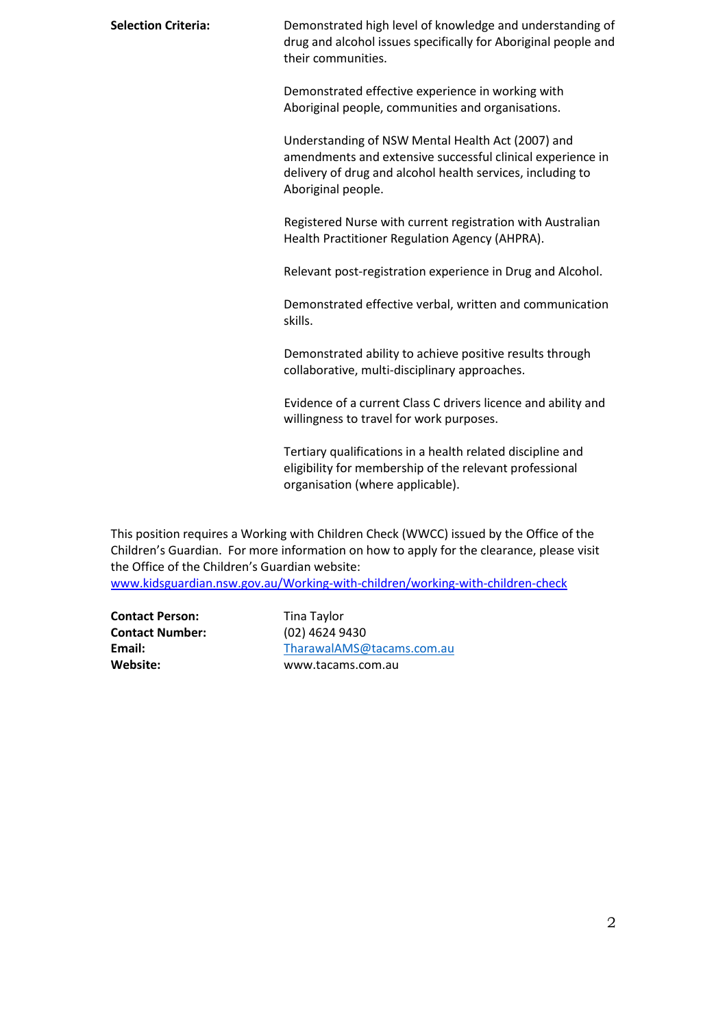**Selection Criteria:**

Demonstrated high level of knowledge and understanding of drug and alcohol issues specifically for Aboriginal people and their communities.

Demonstrated effective experience in working with Aboriginal people, communities and organisations.

Understanding of NSW Mental Health Act (2007) and amendments and extensive successful clinical experience in delivery of drug and alcohol health services, including to Aboriginal people.

Registered Nurse with current registration with Australian Health Practitioner Regulation Agency (AHPRA).

Relevant post-registration experience in Drug and Alcohol.

Demonstrated effective verbal, written and communication skills.

Demonstrated ability to achieve positive results through collaborative, multi-disciplinary approaches.

Evidence of a current Class C drivers licence and ability and willingness to travel for work purposes.

Tertiary qualifications in a health related discipline and eligibility for membership of the relevant professional organisation (where applicable).

This position requires a Working with Children Check (WWCC) issued by the Office of the Children's Guardian. For more information on how to apply for the clearance, please visit the Office of the Children's Guardian website: www.kidsguardian.nsw.gov.au/Working-with-children/working-with-children-check

**Contact Person:** Tina Taylor
**Contact Number:** (02) 4624 9430
**Email:** TharawalAMS@tacams.com.au
**Website:** www.tacams.com.au